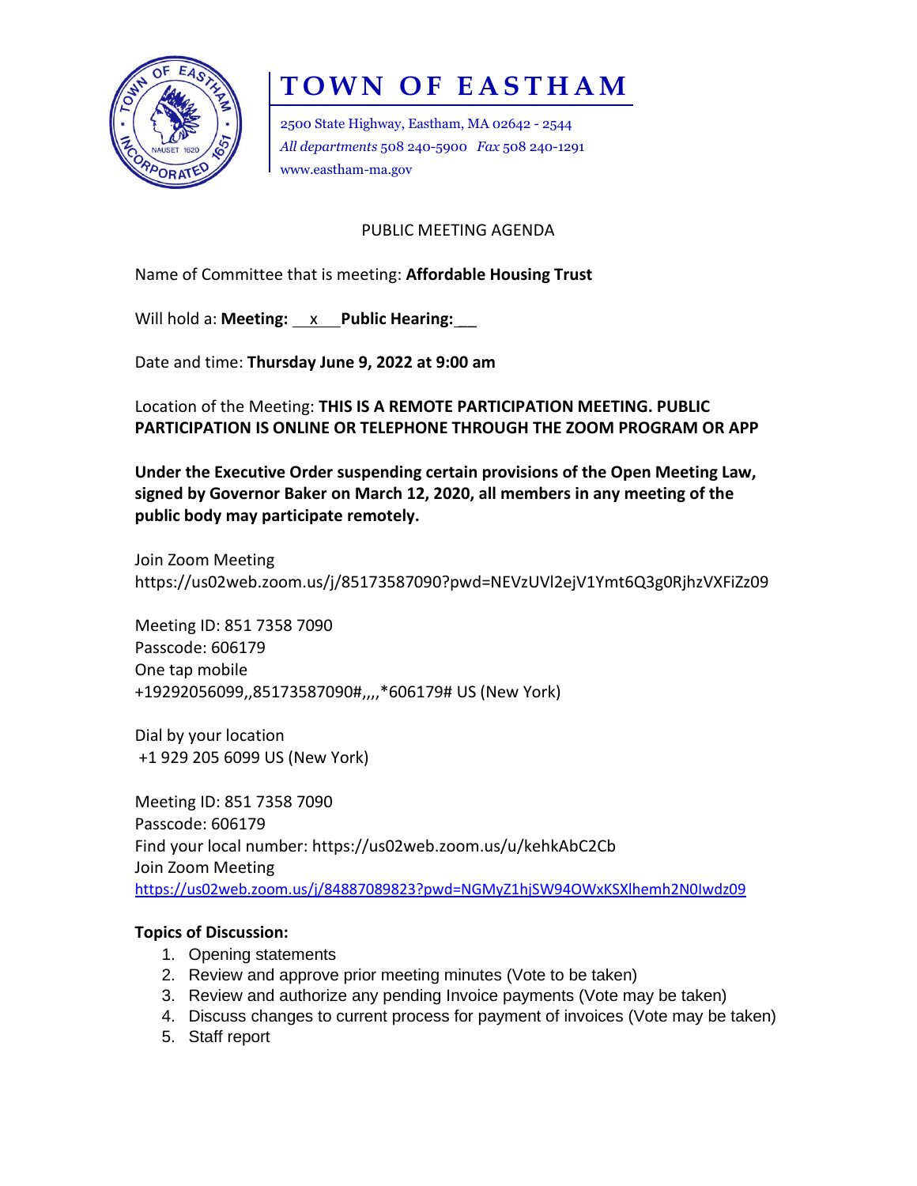# TOWN OF EASTHAM

2500 State Highway, Eastham, MA 02642 - 2544
*All departments* 508 240-5900 *Fax* 508 240-1291
www.eastham-ma.gov

PUBLIC MEETING AGENDA

Name of Committee that is meeting: **Affordable Housing Trust**

Will hold a: **Meeting:** \_\_x\_\_\_ **Public Hearing:**\_\_\_

Date and time: **Thursday June 9, 2022 at 9:00 am**

Location of the Meeting: **THIS IS A REMOTE PARTICIPATION MEETING. PUBLIC PARTICIPATION IS ONLINE OR TELEPHONE THROUGH THE ZOOM PROGRAM OR APP**

**Under the Executive Order suspending certain provisions of the Open Meeting Law, signed by Governor Baker on March 12, 2020, all members in any meeting of the public body may participate remotely.**

Join Zoom Meeting
https://us02web.zoom.us/j/85173587090?pwd=NEVzUVl2ejV1Ymt6Q3g0RjhzVXFiZz09

Meeting ID: 851 7358 7090
Passcode: 606179
One tap mobile
+19292056099,,85173587090#,,,,*606179# US (New York)

Dial by your location
+1 929 205 6099 US (New York)

Meeting ID: 851 7358 7090
Passcode: 606179
Find your local number: https://us02web.zoom.us/u/kehkAbC2Cb
Join Zoom Meeting
https://us02web.zoom.us/j/84887089823?pwd=NGMyZ1hjSW94OWxKSXlhemh2N0Iwdz09

**Topics of Discussion:**

1. Opening statements
2. Review and approve prior meeting minutes (Vote to be taken)
3. Review and authorize any pending Invoice payments (Vote may be taken)
4. Discuss changes to current process for payment of invoices (Vote may be taken)
5. Staff report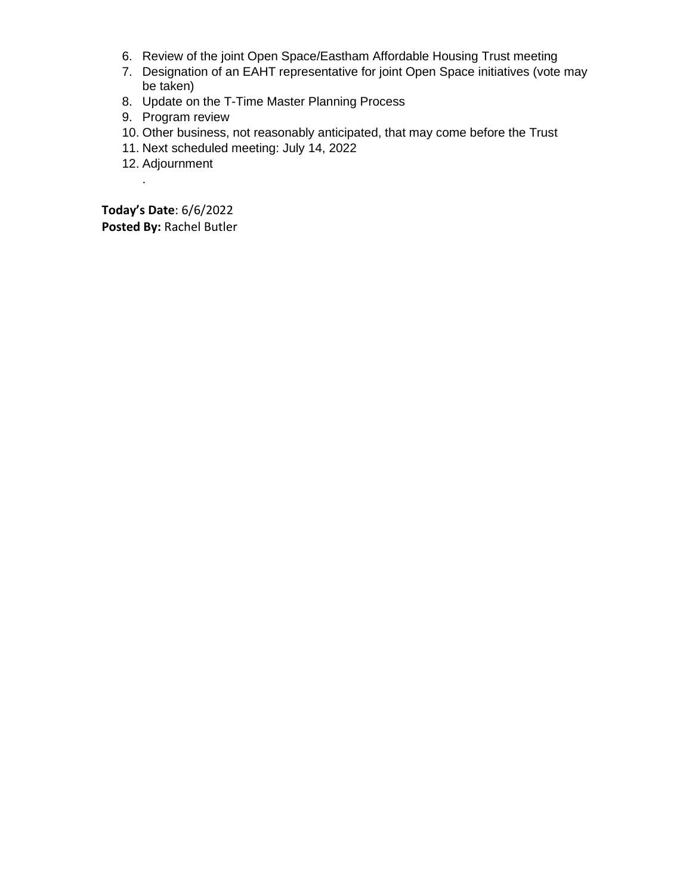6. Review of the joint Open Space/Eastham Affordable Housing Trust meeting
7. Designation of an EAHT representative for joint Open Space initiatives (vote may be taken)
8. Update on the T-Time Master Planning Process
9. Program review
10. Other business, not reasonably anticipated, that may come before the Trust
11. Next scheduled meeting: July 14, 2022
12. Adjournment

**Today's Date**: 6/6/2022
**Posted By:** Rachel Butler